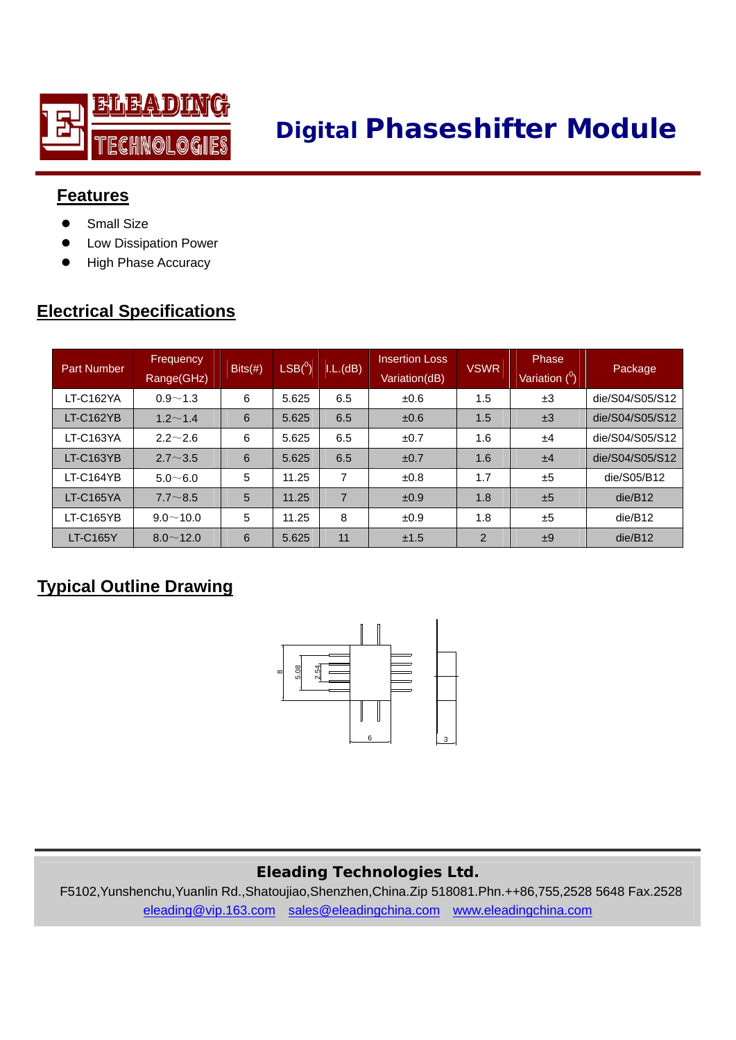ELEADING TECHNOLOGIES

# Digital Phaseshifter Module

## Features

- Small Size
- Low Dissipation Power
- High Phase Accuracy

## Electrical Specifications

| Part Number | Frequency Range(GHz) | Bits(#) | LSB(°) | I.L.(dB) | Insertion Loss Variation(dB) | VSWR | Phase Variation (°) | Package |
|---|---|---|---|---|---|---|---|---|
| LT-C162YA | 0.9～1.3 | 6 | 5.625 | 6.5 | ±0.6 | 1.5 | ±3 | die/S04/S05/S12 |
| LT-C162YB | 1.2～1.4 | 6 | 5.625 | 6.5 | ±0.6 | 1.5 | ±3 | die/S04/S05/S12 |
| LT-C163YA | 2.2～2.6 | 6 | 5.625 | 6.5 | ±0.7 | 1.6 | ±4 | die/S04/S05/S12 |
| LT-C163YB | 2.7～3.5 | 6 | 5.625 | 6.5 | ±0.7 | 1.6 | ±4 | die/S04/S05/S12 |
| LT-C164YB | 5.0～6.0 | 5 | 11.25 | 7 | ±0.8 | 1.7 | ±5 | die/S05/B12 |
| LT-C165YA | 7.7～8.5 | 5 | 11.25 | 7 | ±0.9 | 1.8 | ±5 | die/B12 |
| LT-C165YB | 9.0～10.0 | 5 | 11.25 | 8 | ±0.9 | 1.8 | ±5 | die/B12 |
| LT-C165Y | 8.0～12.0 | 6 | 5.625 | 11 | ±1.5 | 2 | ±9 | die/B12 |

## Typical Outline Drawing

8 5.08 2.54 6 3

**Eleading Technologies Ltd.**

F5102,Yunshenchu,Yuanlin Rd.,Shatoujiao,Shenzhen,China.Zip 518081.Phn.++86,755,2528 5648 Fax.2528

eleading@vip.163.com sales@eleadingchina.com www.eleadingchina.com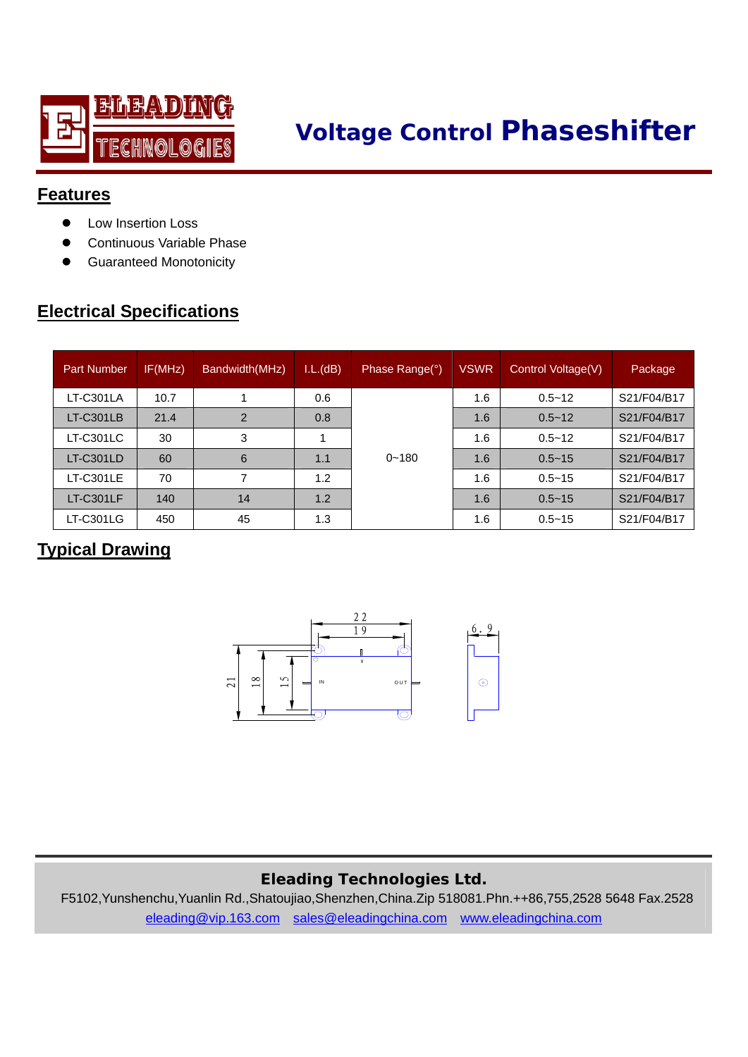ELEADING TECHNOLOGIES

# Voltage Control Phaseshifter

## Features

- Low Insertion Loss
- Continuous Variable Phase
- Guaranteed Monotonicity

## Electrical Specifications

| Part Number | IF(MHz) | Bandwidth(MHz) | I.L.(dB) | Phase Range(°) | VSWR | Control Voltage(V) | Package |
|---|---|---|---|---|---|---|---|
| LT-C301LA | 10.7 | 1 | 0.6 | 0~180 | 1.6 | 0.5~12 | S21/F04/B17 |
| LT-C301LB | 21.4 | 2 | 0.8 | | 1.6 | 0.5~12 | S21/F04/B17 |
| LT-C301LC | 30 | 3 | 1 | | 1.6 | 0.5~12 | S21/F04/B17 |
| LT-C301LD | 60 | 6 | 1.1 | | 1.6 | 0.5~15 | S21/F04/B17 |
| LT-C301LE | 70 | 7 | 1.2 | | 1.6 | 0.5~15 | S21/F04/B17 |
| LT-C301LF | 140 | 14 | 1.2 | | 1.6 | 0.5~15 | S21/F04/B17 |
| LT-C301LG | 450 | 45 | 1.3 | | 1.6 | 0.5~15 | S21/F04/B17 |

## Typical Drawing

22 19 6.9 21 18 15 IN OUT

**Eleading Technologies Ltd.**

F5102,Yunshenchu,Yuanlin Rd.,Shatoujiao,Shenzhen,China.Zip 518081.Phn.++86,755,2528 5648 Fax.2528

eleading@vip.163.com sales@eleadingchina.com www.eleadingchina.com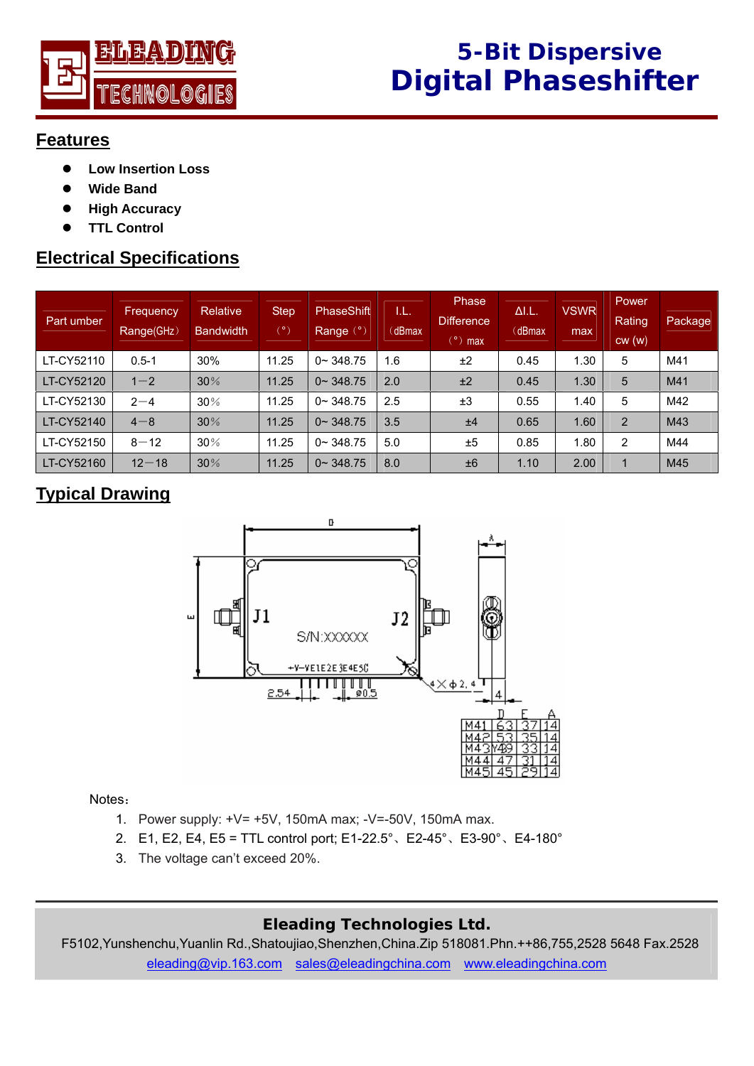# 5-Bit Dispersive Digital Phaseshifter

## Features

- **Low Insertion Loss**
- **Wide Band**
- **High Accuracy**
- **TTL Control**

## Electrical Specifications

| Part umber | Frequency Range(GHz) | Relative Bandwidth | Step (°) | PhaseShift Range (°) | I.L. (dBmax | Phase Difference (°) max | ΔI.L. (dBmax | VSWR max | Power Rating cw (w) | Package |
|---|---|---|---|---|---|---|---|---|---|---|
| LT-CY52110 | 0.5-1 | 30% | 11.25 | 0~ 348.75 | 1.6 | ±2 | 0.45 | 1.30 | 5 | M41 |
| LT-CY52120 | 1－2 | 30% | 11.25 | 0~ 348.75 | 2.0 | ±2 | 0.45 | 1.30 | 5 | M41 |
| LT-CY52130 | 2－4 | 30% | 11.25 | 0~ 348.75 | 2.5 | ±3 | 0.55 | 1.40 | 5 | M42 |
| LT-CY52140 | 4－8 | 30% | 11.25 | 0~ 348.75 | 3.5 | ±4 | 0.65 | 1.60 | 2 | M43 |
| LT-CY52150 | 8－12 | 30% | 11.25 | 0~ 348.75 | 5.0 | ±5 | 0.85 | 1.80 | 2 | M44 |
| LT-CY52160 | 12－18 | 30% | 11.25 | 0~ 348.75 | 8.0 | ±6 | 1.10 | 2.00 | 1 | M45 |

## Typical Drawing

| | D | E | A |
|---|---|---|---|
| M41 | 63 | 37 | 14 |
| M42 | 53 | 35 | 14 |
| M43 | 49 | 33 | 14 |
| M44 | 47 | 31 | 14 |
| M45 | 45 | 29 | 14 |

Notes：

1. Power supply: +V= +5V, 150mA max; -V=-50V, 150mA max.
2. E1, E2, E4, E5 = TTL control port; E1-22.5°、E2-45°、E3-90°、E4-180°
3. The voltage can't exceed 20%.

**Eleading Technologies Ltd.**

F5102,Yunshenchu,Yuanlin Rd.,Shatoujiao,Shenzhen,China.Zip 518081.Phn.++86,755,2528 5648 Fax.2528

eleading@vip.163.com sales@eleadingchina.com www.eleadingchina.com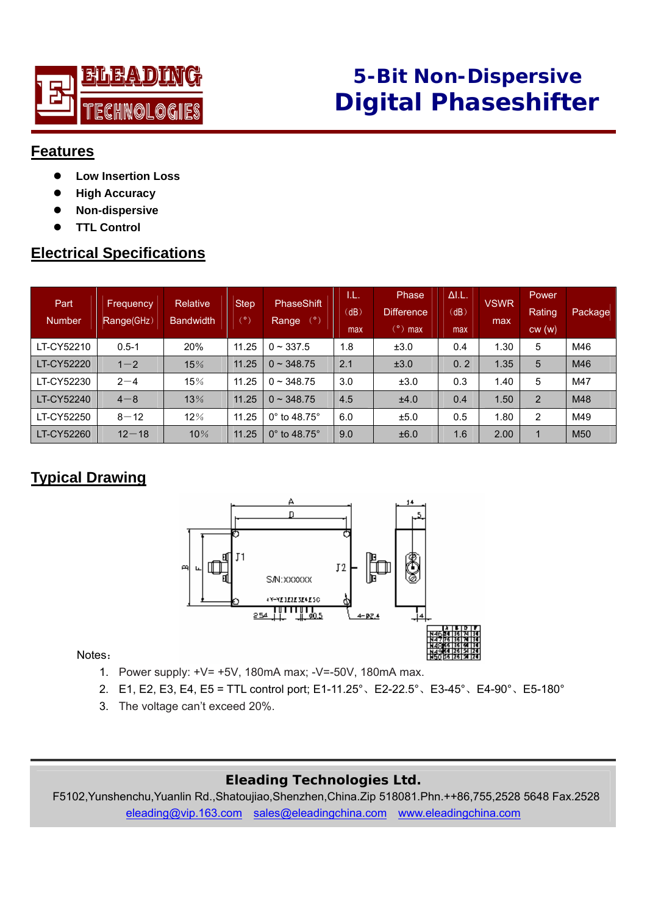# 5-Bit Non-Dispersive Digital Phaseshifter

## Features

- Low Insertion Loss
- High Accuracy
- Non-dispersive
- TTL Control

## Electrical Specifications

| Part Number | Frequency Range(GHz) | Relative Bandwidth | Step (°) | PhaseShift Range (°) | I.L. (dB) max | Phase Difference (°) max | ΔI.L. (dB) max | VSWR max | Power Rating cw (w) | Package |
|---|---|---|---|---|---|---|---|---|---|---|
| LT-CY52210 | 0.5-1 | 20% | 11.25 | 0 ~ 337.5 | 1.8 | ±3.0 | 0.4 | 1.30 | 5 | M46 |
| LT-CY52220 | 1—2 | 15% | 11.25 | 0 ~ 348.75 | 2.1 | ±3.0 | 0. 2 | 1.35 | 5 | M46 |
| LT-CY52230 | 2—4 | 15% | 11.25 | 0 ~ 348.75 | 3.0 | ±3.0 | 0.3 | 1.40 | 5 | M47 |
| LT-CY52240 | 4—8 | 13% | 11.25 | 0 ~ 348.75 | 4.5 | ±4.0 | 0.4 | 1.50 | 2 | M48 |
| LT-CY52250 | 8—12 | 12% | 11.25 | 0° to 48.75° | 6.0 | ±5.0 | 0.5 | 1.80 | 2 | M49 |
| LT-CY52260 | 12—18 | 10% | 11.25 | 0° to 48.75° | 9.0 | ±6.0 | 1.6 | 2.00 | 1 | M50 |

## Typical Drawing

Notes：

1. Power supply: +V= +5V, 180mA max; -V=-50V, 180mA max.
2. E1, E2, E3, E4, E5 = TTL control port; E1-11.25°、E2-22.5°、E3-45°、E4-90°、E5-180°
3. The voltage can't exceed 20%.

**Eleading Technologies Ltd.**

F5102,Yunshenchu,Yuanlin Rd.,Shatoujiao,Shenzhen,China.Zip 518081.Phn.++86,755,2528 5648 Fax.2528

eleading@vip.163.com sales@eleadingchina.com www.eleadingchina.com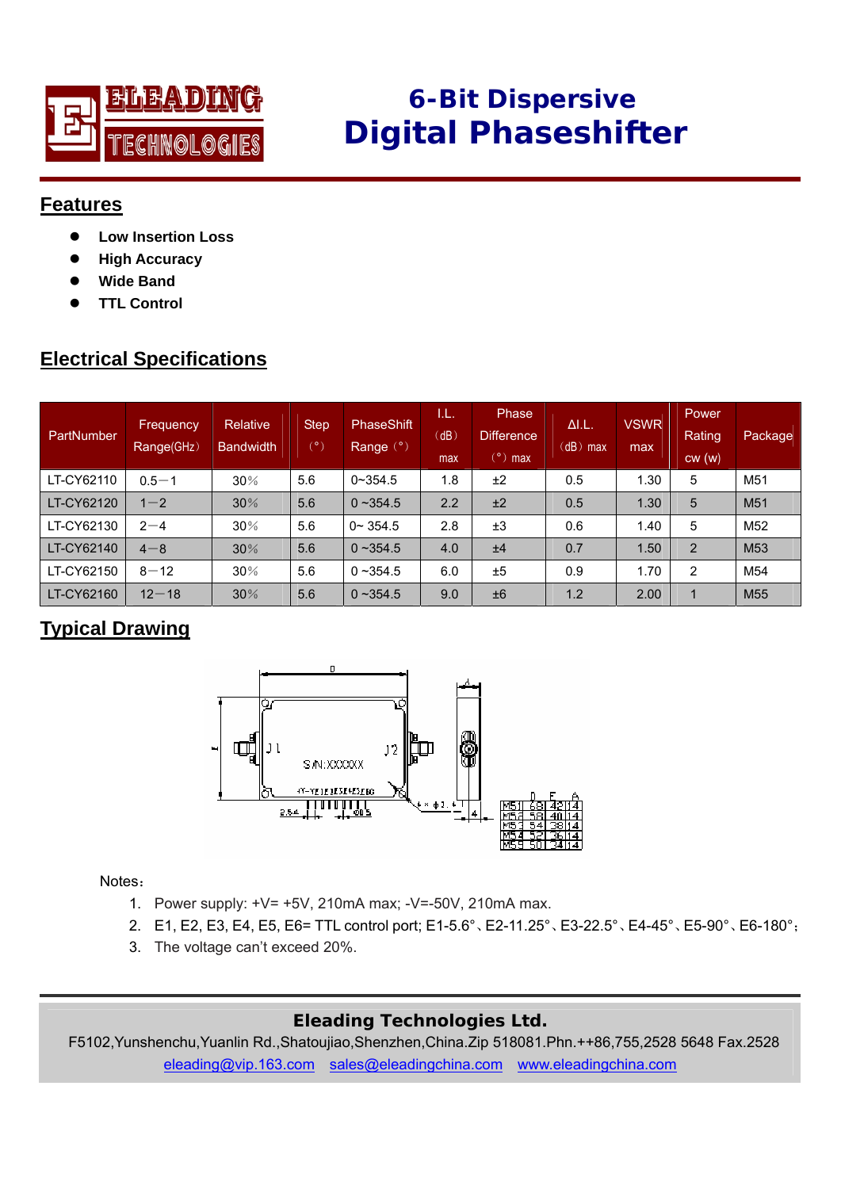# 6-Bit Dispersive Digital Phaseshifter

## Features

- **Low Insertion Loss**
- **High Accuracy**
- **Wide Band**
- **TTL Control**

## Electrical Specifications

| PartNumber | Frequency Range(GHz) | Relative Bandwidth | Step (°) | PhaseShift Range (°) | I.L. (dB) max | Phase Difference (°) max | ΔI.L. (dB) max | VSWR max | Power Rating cw (w) | Package |
|---|---|---|---|---|---|---|---|---|---|---|
| LT-CY62110 | 0.5—1 | 30% | 5.6 | 0~354.5 | 1.8 | ±2 | 0.5 | 1.30 | 5 | M51 |
| LT-CY62120 | 1—2 | 30% | 5.6 | 0 ~354.5 | 2.2 | ±2 | 0.5 | 1.30 | 5 | M51 |
| LT-CY62130 | 2—4 | 30% | 5.6 | 0~ 354.5 | 2.8 | ±3 | 0.6 | 1.40 | 5 | M52 |
| LT-CY62140 | 4—8 | 30% | 5.6 | 0 ~354.5 | 4.0 | ±4 | 0.7 | 1.50 | 2 | M53 |
| LT-CY62150 | 8—12 | 30% | 5.6 | 0 ~354.5 | 6.0 | ±5 | 0.9 | 1.70 | 2 | M54 |
| LT-CY62160 | 12—18 | 30% | 5.6 | 0 ~354.5 | 9.0 | ±6 | 1.2 | 2.00 | 1 | M55 |

## Typical Drawing

| | D | E | A |
|---|---|---|---|
| M51 | 68 | 42 | 14 |
| M52 | 58 | 40 | 14 |
| M53 | 54 | 38 | 14 |
| M54 | 52 | 36 | 14 |
| M55 | 50 | 34 | 14 |

Notes：

1. Power supply: +V= +5V, 210mA max; -V=-50V, 210mA max.
2. E1, E2, E3, E4, E5, E6= TTL control port; E1-5.6°、E2-11.25°、E3-22.5°、E4-45°、E5-90°、E6-180°;
3. The voltage can't exceed 20%.

**Eleading Technologies Ltd.**

F5102,Yunshenchu,Yuanlin Rd.,Shatoujiao,Shenzhen,China.Zip 518081.Phn.++86,755,2528 5648 Fax.2528

eleading@vip.163.com sales@eleadingchina.com www.eleadingchina.com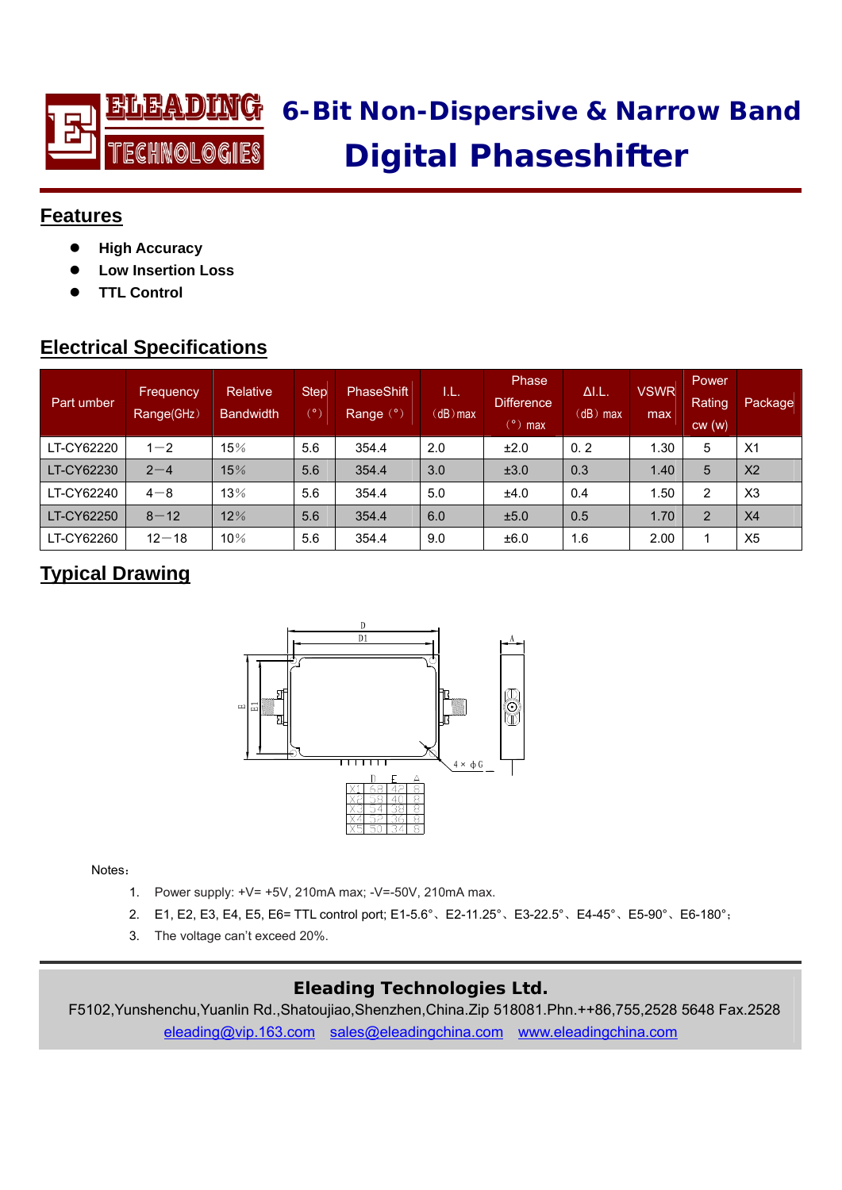# 6-Bit Non-Dispersive & Narrow Band Digital Phaseshifter

## Features

- High Accuracy
- Low Insertion Loss
- TTL Control

## Electrical Specifications

| Part umber | Frequency Range(GHz) | Relative Bandwidth | Step (°) | PhaseShift Range (°) | I.L. (dB) max | Phase Difference (°) max | ΔI.L. (dB) max | VSWR max | Power Rating cw (w) | Package |
|---|---|---|---|---|---|---|---|---|---|---|
| LT-CY62220 | 1—2 | 15% | 5.6 | 354.4 | 2.0 | ±2.0 | 0. 2 | 1.30 | 5 | X1 |
| LT-CY62230 | 2—4 | 15% | 5.6 | 354.4 | 3.0 | ±3.0 | 0.3 | 1.40 | 5 | X2 |
| LT-CY62240 | 4—8 | 13% | 5.6 | 354.4 | 5.0 | ±4.0 | 0.4 | 1.50 | 2 | X3 |
| LT-CY62250 | 8—12 | 12% | 5.6 | 354.4 | 6.0 | ±5.0 | 0.5 | 1.70 | 2 | X4 |
| LT-CY62260 | 12—18 | 10% | 5.6 | 354.4 | 9.0 | ±6.0 | 1.6 | 2.00 | 1 | X5 |

## Typical Drawing

D
D1
E
E1
A
4 × φG

| | D | E | A |
|---|---|---|---|
| X1 | 68 | 42 | 8 |
| X2 | 58 | 40 | 8 |
| X3 | 54 | 38 | 8 |
| X4 | 52 | 36 | 8 |
| X5 | 50 | 34 | 8 |

Notes：

1. Power supply: +V= +5V, 210mA max; -V=-50V, 210mA max.
2. E1, E2, E3, E4, E5, E6= TTL control port; E1-5.6°、E2-11.25°、E3-22.5°、E4-45°、E5-90°、E6-180°；
3. The voltage can't exceed 20%.

**Eleading Technologies Ltd.**

F5102,Yunshenchu,Yuanlin Rd.,Shatoujiao,Shenzhen,China.Zip 518081.Phn.++86,755,2528 5648 Fax.2528

eleading@vip.163.com sales@eleadingchina.com www.eleadingchina.com